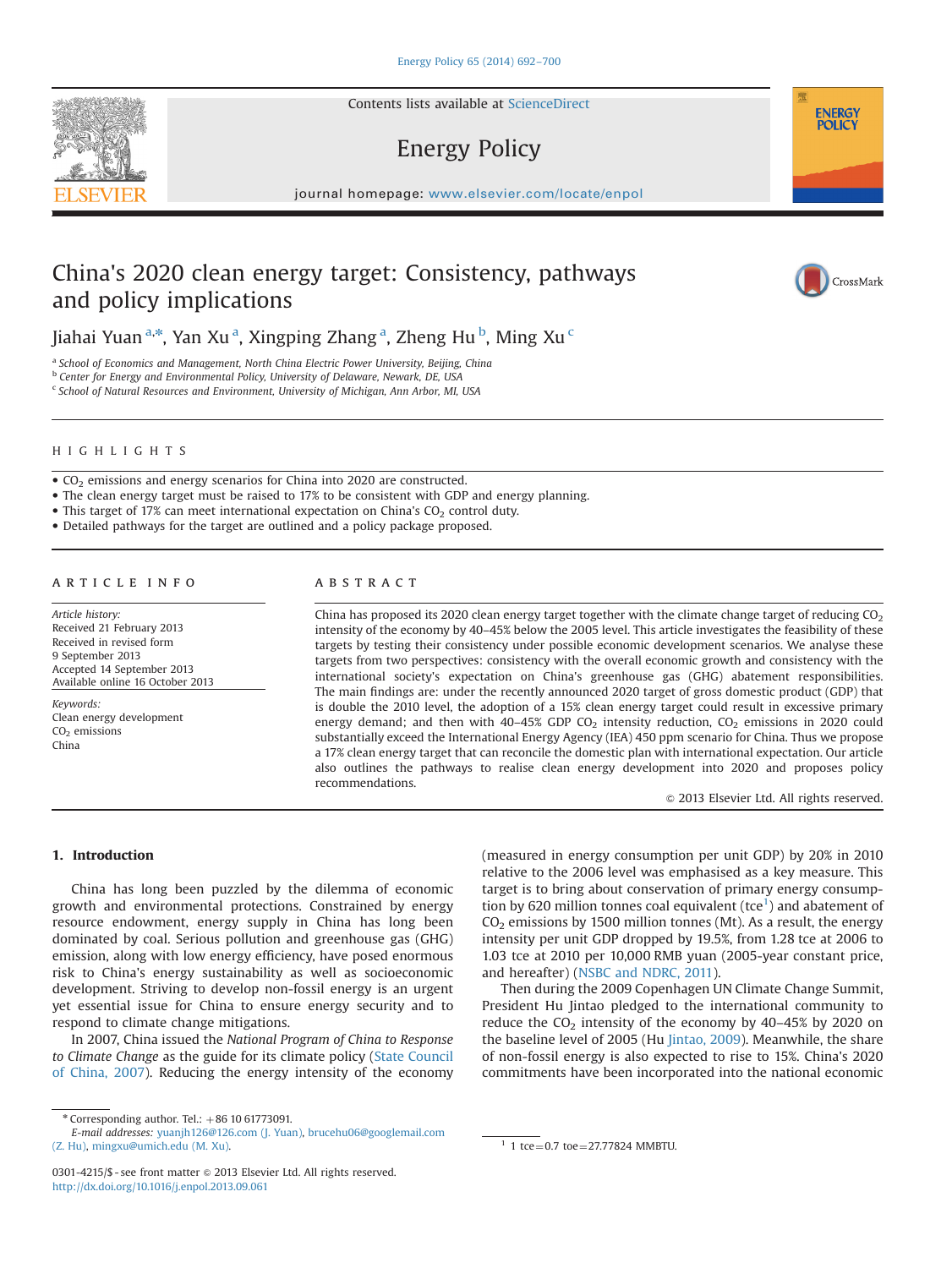# China's 2020 clean energy target: Consistency, pathways and policy implications

Jiahai Yuan [a,*], Yan Xu [a], Xingping Zhang [a], Zheng Hu [b], Ming Xu [c]

[a] School of Economics and Management, North China Electric Power University, Beijing, China
[b] Center for Energy and Environmental Policy, University of Delaware, Newark, DE, USA
[c] School of Natural Resources and Environment, University of Michigan, Ann Arbor, MI, USA

## HIGHLIGHTS

- $CO_2$ emissions and energy scenarios for China into 2020 are constructed.
- The clean energy target must be raised to 17% to be consistent with GDP and energy planning.
- This target of 17% can meet international expectation on China's $CO_2$ control duty.
- Detailed pathways for the target are outlined and a policy package proposed.

## ARTICLE INFO

*Article history:*
Received 21 February 2013
Received in revised form
9 September 2013
Accepted 14 September 2013
Available online 16 October 2013

*Keywords:*
Clean energy development
$CO_2$ emissions
China

## ABSTRACT

China has proposed its 2020 clean energy target together with the climate change target of reducing $CO_2$ intensity of the economy by 40–45% below the 2005 level. This article investigates the feasibility of these targets by testing their consistency under possible economic development scenarios. We analyse these targets from two perspectives: consistency with the overall economic growth and consistency with the international society's expectation on China's greenhouse gas (GHG) abatement responsibilities. The main findings are: under the recently announced 2020 target of gross domestic product (GDP) that is double the 2010 level, the adoption of a 15% clean energy target could result in excessive primary energy demand; and then with 40–45% GDP $CO_2$ intensity reduction, $CO_2$ emissions in 2020 could substantially exceed the International Energy Agency (IEA) 450 ppm scenario for China. Thus we propose a 17% clean energy target that can reconcile the domestic plan with international expectation. Our article also outlines the pathways to realise clean energy development into 2020 and proposes policy recommendations.

© 2013 Elsevier Ltd. All rights reserved.

## 1. Introduction

China has long been puzzled by the dilemma of economic growth and environmental protections. Constrained by energy resource endowment, energy supply in China has long been dominated by coal. Serious pollution and greenhouse gas (GHG) emission, along with low energy efficiency, have posed enormous risk to China's energy sustainability as well as socioeconomic development. Striving to develop non-fossil energy is an urgent yet essential issue for China to ensure energy security and to respond to climate change mitigations.

In 2007, China issued the *National Program of China to Response to Climate Change* as the guide for its climate policy (State Council of China, 2007). Reducing the energy intensity of the economy (measured in energy consumption per unit GDP) by 20% in 2010 relative to the 2006 level was emphasised as a key measure. This target is to bring about conservation of primary energy consumption by 620 million tonnes coal equivalent (tce[1]) and abatement of $CO_2$ emissions by 1500 million tonnes (Mt). As a result, the energy intensity per unit GDP dropped by 19.5%, from 1.28 tce at 2006 to 1.03 tce at 2010 per 10,000 RMB yuan (2005-year constant price, and hereafter) (NSBC and NDRC, 2011).

Then during the 2009 Copenhagen UN Climate Change Summit, President Hu Jintao pledged to the international community to reduce the $CO_2$ intensity of the economy by 40–45% by 2020 on the baseline level of 2005 (Hu Jintao, 2009). Meanwhile, the share of non-fossil energy is also expected to rise to 15%. China's 2020 commitments have been incorporated into the national economic

---

* Corresponding author. Tel.: +86 10 61773091.
*E-mail addresses:* yuanjh126@126.com (J. Yuan), brucehu06@googlemail.com (Z. Hu), mingxu@umich.edu (M. Xu).

[1] 1 tce = 0.7 toe = 27.77824 MMBTU.

0301-4215/$ - see front matter © 2013 Elsevier Ltd. All rights reserved.
http://dx.doi.org/10.1016/j.enpol.2013.09.061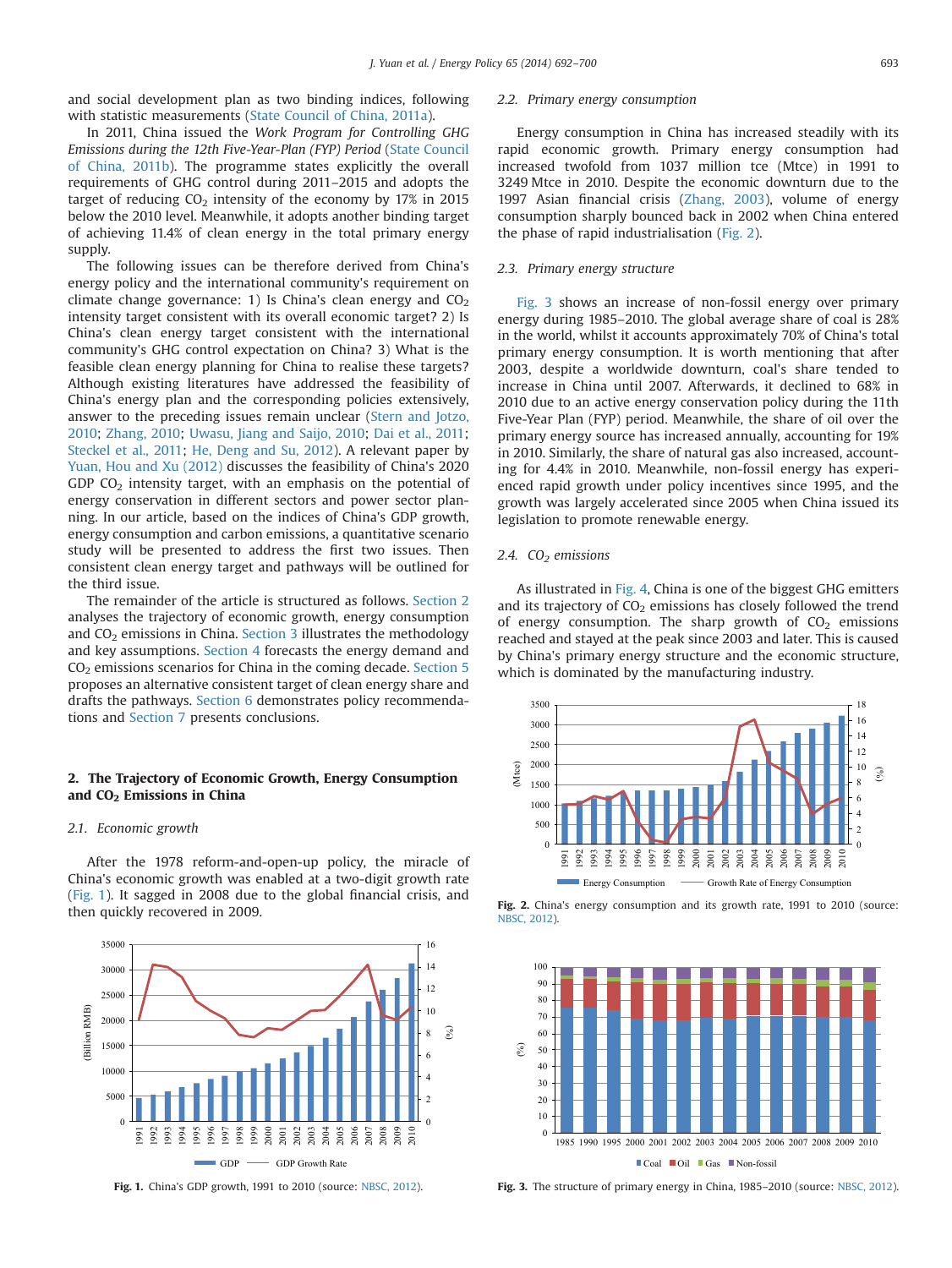and social development plan as two binding indices, following with statistic measurements (State Council of China, 2011a).

In 2011, China issued the *Work Program for Controlling GHG Emissions during the 12th Five-Year-Plan (FYP) Period* (State Council of China, 2011b). The programme states explicitly the overall requirements of GHG control during 2011–2015 and adopts the target of reducing $CO_2$ intensity of the economy by 17% in 2015 below the 2010 level. Meanwhile, it adopts another binding target of achieving 11.4% of clean energy in the total primary energy supply.

The following issues can be therefore derived from China's energy policy and the international community's requirement on climate change governance: 1) Is China's clean energy and $CO_2$ intensity target consistent with its overall economic target? 2) Is China's clean energy target consistent with the international community's GHG control expectation on China? 3) What is the feasible clean energy planning for China to realise these targets? Although existing literatures have addressed the feasibility of China's energy plan and the corresponding policies extensively, answer to the preceding issues remain unclear (Stern and Jotzo, 2010; Zhang, 2010; Uwasu, Jiang and Saijo, 2010; Dai et al., 2011; Steckel et al., 2011; He, Deng and Su, 2012). A relevant paper by Yuan, Hou and Xu (2012) discusses the feasibility of China's 2020 GDP $CO_2$ intensity target, with an emphasis on the potential of energy conservation in different sectors and power sector planning. In our article, based on the indices of China's GDP growth, energy consumption and carbon emissions, a quantitative scenario study will be presented to address the first two issues. Then consistent clean energy target and pathways will be outlined for the third issue.

The remainder of the article is structured as follows. Section 2 analyses the trajectory of economic growth, energy consumption and $CO_2$ emissions in China. Section 3 illustrates the methodology and key assumptions. Section 4 forecasts the energy demand and $CO_2$ emissions scenarios for China in the coming decade. Section 5 proposes an alternative consistent target of clean energy share and drafts the pathways. Section 6 demonstrates policy recommendations and Section 7 presents conclusions.

## 2. The Trajectory of Economic Growth, Energy Consumption and $CO_2$ Emissions in China

### 2.1. Economic growth

After the 1978 reform-and-open-up policy, the miracle of China's economic growth was enabled at a two-digit growth rate (Fig. 1). It sagged in 2008 due to the global financial crisis, and then quickly recovered in 2009.

(Billion RMB)
(%)
1991 1992 1993 1994 1995 1996 1997 1998 1999 2000 2001 2002 2003 2004 2005 2006 2007 2008 2009 2010
GDP — GDP Growth Rate

**Fig. 1.** China's GDP growth, 1991 to 2010 (source: NBSC, 2012).

### 2.2. Primary energy consumption

Energy consumption in China has increased steadily with its rapid economic growth. Primary energy consumption had increased twofold from 1037 million tce (Mtce) in 1991 to 3249 Mtce in 2010. Despite the economic downturn due to the 1997 Asian financial crisis (Zhang, 2003), volume of energy consumption sharply bounced back in 2002 when China entered the phase of rapid industrialisation (Fig. 2).

### 2.3. Primary energy structure

Fig. 3 shows an increase of non-fossil energy over primary energy during 1985–2010. The global average share of coal is 28% in the world, whilst it accounts approximately 70% of China's total primary energy consumption. It is worth mentioning that after 2003, despite a worldwide downturn, coal's share tended to increase in China until 2007. Afterwards, it declined to 68% in 2010 due to an active energy conservation policy during the 11th Five-Year Plan (FYP) period. Meanwhile, the share of oil over the primary energy source has increased annually, accounting for 19% in 2010. Similarly, the share of natural gas also increased, accounting for 4.4% in 2010. Meanwhile, non-fossil energy has experienced rapid growth under policy incentives since 1995, and the growth was largely accelerated since 2005 when China issued its legislation to promote renewable energy.

### 2.4. $CO_2$ emissions

As illustrated in Fig. 4, China is one of the biggest GHG emitters and its trajectory of $CO_2$ emissions has closely followed the trend of energy consumption. The sharp growth of $CO_2$ emissions reached and stayed at the peak since 2003 and later. This is caused by China's primary energy structure and the economic structure, which is dominated by the manufacturing industry.

(Mtce)
(%)
1991 1992 1993 1994 1995 1996 1997 1998 1999 2000 2001 2002 2003 2004 2005 2006 2007 2008 2009 2010
Energy Consumption — Growth Rate of Energy Consumption

**Fig. 2.** China's energy consumption and its growth rate, 1991 to 2010 (source: NBSC, 2012).

(%)
1985 1990 1995 2000 2001 2002 2003 2004 2005 2006 2007 2008 2009 2010
Coal Oil Gas Non-fossil

**Fig. 3.** The structure of primary energy in China, 1985–2010 (source: NBSC, 2012).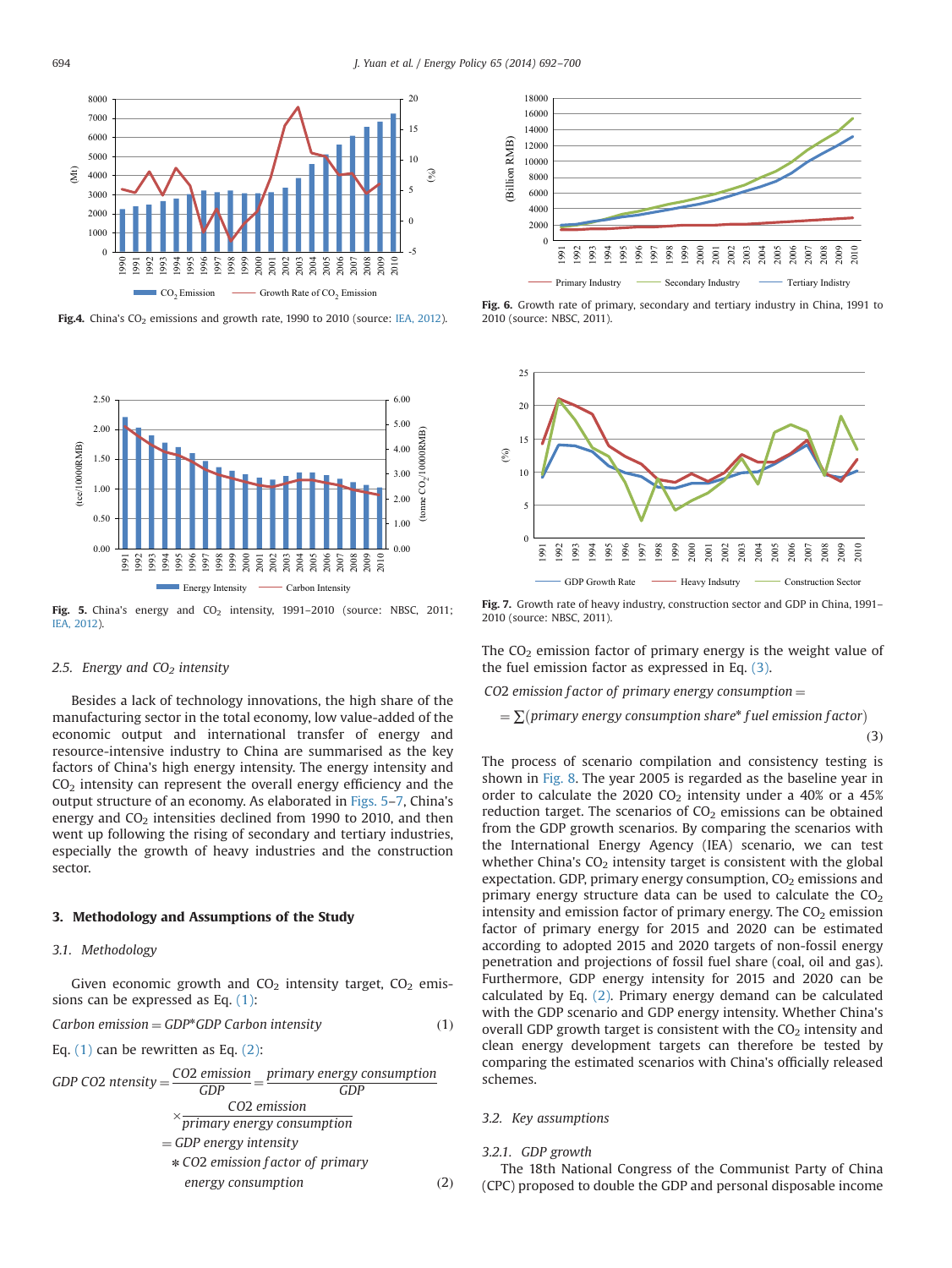8000
7000
6000
5000
4000
3000
2000
1000
0

(Mt)

20
15
10
5
0
-5

(%)

1990 1991 1992 1993 1994 1995 1996 1997 1998 1999 2000 2001 2002 2003 2004 2005 2006 2007 2008 2009 2010

$CO_2$ Emission — Growth Rate of $CO_2$ Emission

**Fig.4.** China's $CO_2$ emissions and growth rate, 1990 to 2010 (source: IEA, 2012).

18000
16000
14000
12000
10000
8000
6000
4000
2000
0

(Billion RMB)

1991 1992 1993 1994 1995 1996 1997 1998 1999 2000 2001 2002 2003 2004 2005 2006 2007 2008 2009 2010

Primary Industry — Secondary Industry — Tertiary Indstry

**Fig. 6.** Growth rate of primary, secondary and tertiary industry in China, 1991 to 2010 (source: NBSC, 2011).

2.50
2.00
1.50
1.00
0.50
0.00

(tce/10000RMB)

6.00
5.00
4.00
3.00
2.00
1.00
0.00

(tonne $CO_2$/10000RMB)

1991 1992 1993 1994 1995 1996 1997 1998 1999 2000 2001 2002 2003 2004 2005 2006 2007 2008 2009 2010

Energy Intensity — Carbon Intensity

**Fig. 5.** China's energy and $CO_2$ intensity, 1991–2010 (source: NBSC, 2011; IEA, 2012).

25
20
15
10
5
0

(%)

1991 1992 1993 1994 1995 1996 1997 1998 1999 2000 2001 2002 2003 2004 2005 2006 2007 2008 2009 2010

GDP Growth Rate — Heavy Indsutry — Construction Sector

**Fig. 7.** Growth rate of heavy industry, construction sector and GDP in China, 1991–2010 (source: NBSC, 2011).

### 2.5. Energy and $CO_2$ intensity

Besides a lack of technology innovations, the high share of the manufacturing sector in the total economy, low value-added of the economic output and international transfer of energy and resource-intensive industry to China are summarised as the key factors of China's high energy intensity. The energy intensity and $CO_2$ intensity can represent the overall energy efficiency and the output structure of an economy. As elaborated in Figs. 5–7, China's energy and $CO_2$ intensities declined from 1990 to 2010, and then went up following the rising of secondary and tertiary industries, especially the growth of heavy industries and the construction sector.

## 3. Methodology and Assumptions of the Study

### 3.1. Methodology

Given economic growth and $CO_2$ intensity target, $CO_2$ emissions can be expressed as Eq. (1):

$$\text{Carbon emission} = \text{GDP} * \text{GDP Carbon intensity} \tag{1}$$

Eq. (1) can be rewritten as Eq. (2):

$$\begin{aligned}\text{GDP CO2 ntensity} &= \frac{\text{CO2 emission}}{\text{GDP}} = \frac{\text{primary energy consumption}}{\text{GDP}} \\ &\times \frac{\text{CO2 emission}}{\text{primary energy consumption}} \\ &= \text{GDP energy intensity} \\ &\quad * \text{CO2 emission factor of primary} \\ &\quad \text{energy consumption}\end{aligned} \tag{2}$$

The $CO_2$ emission factor of primary energy is the weight value of the fuel emission factor as expressed in Eq. (3).

$$\begin{aligned}&\text{CO2 emission factor of primary energy consumption} = \\ &= \sum(\text{primary energy consumption share} * \text{fuel emission factor})\end{aligned} \tag{3}$$

The process of scenario compilation and consistency testing is shown in Fig. 8. The year 2005 is regarded as the baseline year in order to calculate the 2020 $CO_2$ intensity under a 40% or a 45% reduction target. The scenarios of $CO_2$ emissions can be obtained from the GDP growth scenarios. By comparing the scenarios with the International Energy Agency (IEA) scenario, we can test whether China's $CO_2$ intensity target is consistent with the global expectation. GDP, primary energy consumption, $CO_2$ emissions and primary energy structure data can be used to calculate the $CO_2$ intensity and emission factor of primary energy. The $CO_2$ emission factor of primary energy for 2015 and 2020 can be estimated according to adopted 2015 and 2020 targets of non-fossil energy penetration and projections of fossil fuel share (coal, oil and gas). Furthermore, GDP energy intensity for 2015 and 2020 can be calculated by Eq. (2). Primary energy demand can be calculated with the GDP scenario and GDP energy intensity. Whether China's overall GDP growth target is consistent with the $CO_2$ intensity and clean energy development targets can therefore be tested by comparing the estimated scenarios with China's officially released schemes.

### 3.2. Key assumptions

#### 3.2.1. GDP growth

The 18th National Congress of the Communist Party of China (CPC) proposed to double the GDP and personal disposable income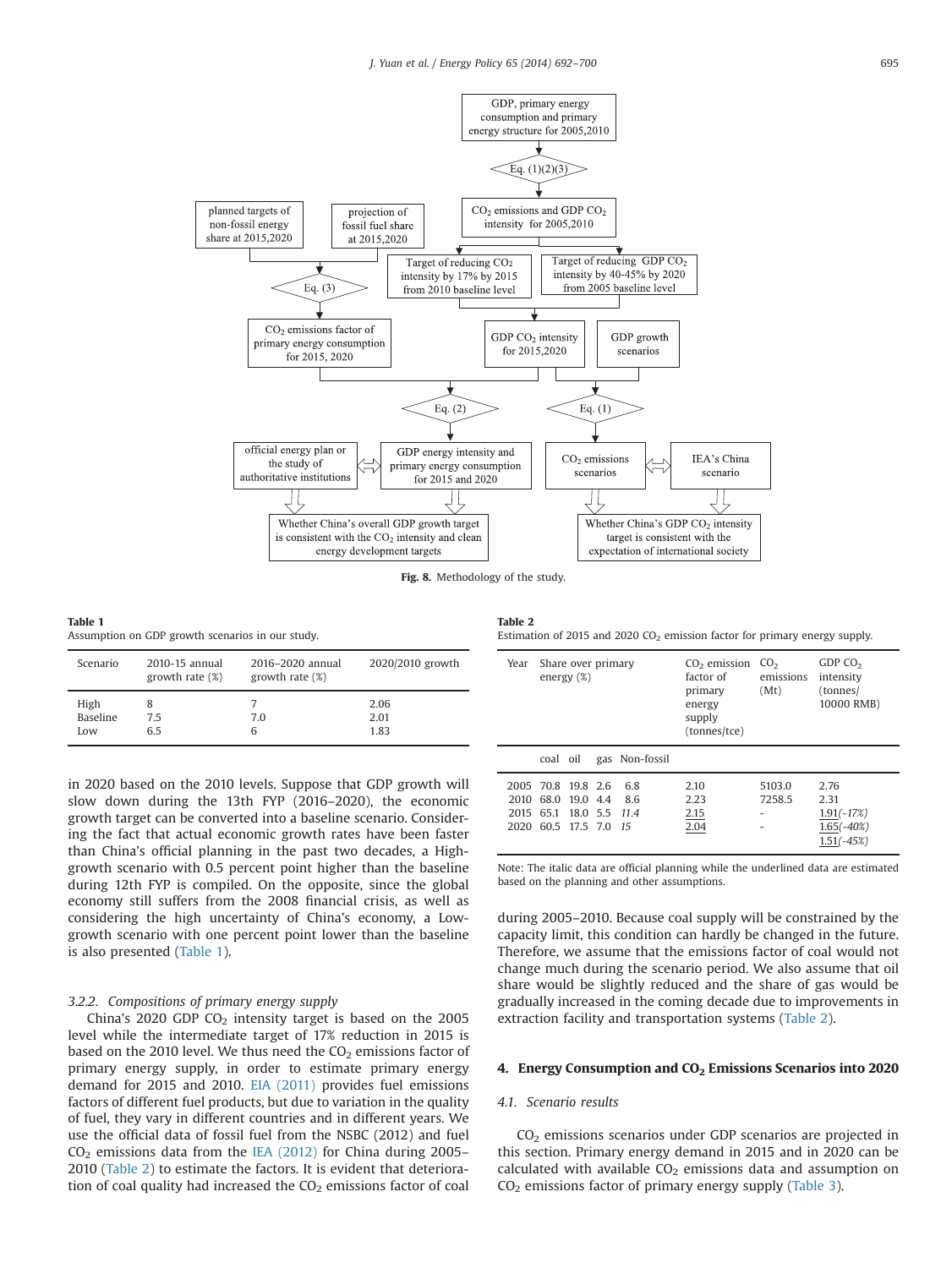GDP, primary energy consumption and primary energy structure for 2005,2010

Eq. (1)(2)(3)

$CO_2$ emissions and GDP $CO_2$ intensity for 2005,2010

planned targets of non-fossil energy share at 2015,2020

projection of fossil fuel share at 2015,2020

Target of reducing $CO_2$ intensity by 17% by 2015 from 2010 baseline level

Target of reducing GDP $CO_2$ intensity by 40-45% by 2020 from 2005 baseline level

Eq. (3)

$CO_2$ emissions factor of primary energy consumption for 2015, 2020

GDP $CO_2$ intensity for 2015,2020

GDP growth scenarios

Eq. (2)

Eq. (1)

official energy plan or the study of authoritative institutions

GDP energy intensity and primary energy consumption for 2015 and 2020

$CO_2$ emissions scenarios

IEA's China scenario

Whether China's overall GDP growth target is consistent with the $CO_2$ intensity and clean energy development targets

Whether China's GDP $CO_2$ intensity target is consistent with the expectation of international society

**Fig. 8.** Methodology of the study.

**Table 1**
Assumption on GDP growth scenarios in our study.

| Scenario | 2010-15 annual growth rate (%) | 2016–2020 annual growth rate (%) | 2020/2010 growth |
|---|---|---|---|
| High | 8 | 7 | 2.06 |
| Baseline | 7.5 | 7.0 | 2.01 |
| Low | 6.5 | 6 | 1.83 |

in 2020 based on the 2010 levels. Suppose that GDP growth will slow down during the 13th FYP (2016–2020), the economic growth target can be converted into a baseline scenario. Considering the fact that actual economic growth rates have been faster than China's official planning in the past two decades, a High-growth scenario with 0.5 percent point higher than the baseline during 12th FYP is compiled. On the opposite, since the global economy still suffers from the 2008 financial crisis, as well as considering the high uncertainty of China's economy, a Low-growth scenario with one percent point lower than the baseline is also presented (Table 1).

### 3.2.2. Compositions of primary energy supply

China's 2020 GDP $CO_2$ intensity target is based on the 2005 level while the intermediate target of 17% reduction in 2015 is based on the 2010 level. We thus need the $CO_2$ emissions factor of primary energy supply, in order to estimate primary energy demand for 2015 and 2010. EIA (2011) provides fuel emissions factors of different fuel products, but due to variation in the quality of fuel, they vary in different countries and in different years. We use the official data of fossil fuel from the NSBC (2012) and fuel $CO_2$ emissions data from the IEA (2012) for China during 2005–2010 (Table 2) to estimate the factors. It is evident that deterioration of coal quality had increased the $CO_2$ emissions factor of coal during 2005–2010. Because coal supply will be constrained by the capacity limit, this condition can hardly be changed in the future. Therefore, we assume that the emissions factor of coal would not change much during the scenario period. We also assume that oil share would be slightly reduced and the share of gas would be gradually increased in the coming decade due to improvements in extraction facility and transportation systems (Table 2).

**Table 2**
Estimation of 2015 and 2020 $CO_2$ emission factor for primary energy supply.

| Year | Share over primary energy (%) | | | | $CO_2$ emission factor of primary energy supply (tonnes/tce) | $CO_2$ emissions (Mt) | GDP $CO_2$ intensity (tonnes/ 10000 RMB) |
|---|---|---|---|---|---|---|---|
| | coal | oil | gas | Non-fossil | | | |
| 2005 | 70.8 | 19.8 | 2.6 | 6.8 | 2.10 | 5103.0 | 2.76 |
| 2010 | 68.0 | 19.0 | 4.4 | 8.6 | 2.23 | 7258.5 | 2.31 |
| 2015 | 65.1 | 18.0 | 5.5 | *11.4* | 2.15 | - | 1.91(*-17%*) |
| 2020 | 60.5 | 17.5 | 7.0 | *15* | 2.04 | - | 1.65(*-40%*) 1.51(*-45%*) |

Note: The italic data are official planning while the underlined data are estimated based on the planning and other assumptions.

## 4. Energy Consumption and $CO_2$ Emissions Scenarios into 2020

### 4.1. Scenario results

$CO_2$ emissions scenarios under GDP scenarios are projected in this section. Primary energy demand in 2015 and in 2020 can be calculated with available $CO_2$ emissions data and assumption on $CO_2$ emissions factor of primary energy supply (Table 3).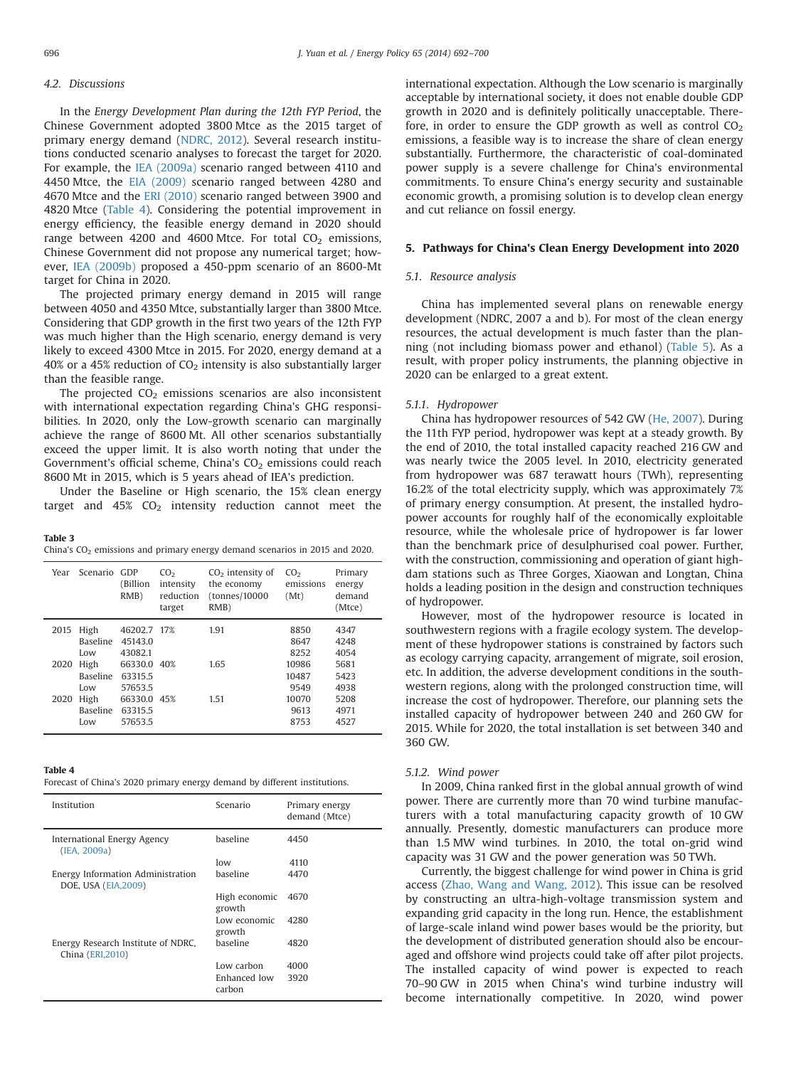### 4.2. Discussions

In the *Energy Development Plan during the 12th FYP Period*, the Chinese Government adopted 3800 Mtce as the 2015 target of primary energy demand (NDRC, 2012). Several research institutions conducted scenario analyses to forecast the target for 2020. For example, the IEA (2009a) scenario ranged between 4110 and 4450 Mtce, the EIA (2009) scenario ranged between 4280 and 4670 Mtce and the ERI (2010) scenario ranged between 3900 and 4820 Mtce (Table 4). Considering the potential improvement in energy efficiency, the feasible energy demand in 2020 should range between 4200 and 4600 Mtce. For total $CO_2$ emissions, Chinese Government did not propose any numerical target; however, IEA (2009b) proposed a 450-ppm scenario of an 8600-Mt target for China in 2020.

The projected primary energy demand in 2015 will range between 4050 and 4350 Mtce, substantially larger than 3800 Mtce. Considering that GDP growth in the first two years of the 12th FYP was much higher than the High scenario, energy demand is very likely to exceed 4300 Mtce in 2015. For 2020, energy demand at a 40% or a 45% reduction of $CO_2$ intensity is also substantially larger than the feasible range.

The projected $CO_2$ emissions scenarios are also inconsistent with international expectation regarding China's GHG responsibilities. In 2020, only the Low-growth scenario can marginally achieve the range of 8600 Mt. All other scenarios substantially exceed the upper limit. It is also worth noting that under the Government's official scheme, China's $CO_2$ emissions could reach 8600 Mt in 2015, which is 5 years ahead of IEA's prediction.

Under the Baseline or High scenario, the 15% clean energy target and 45% $CO_2$ intensity reduction cannot meet the international expectation. Although the Low scenario is marginally acceptable by international society, it does not enable double GDP growth in 2020 and is definitely politically unacceptable. Therefore, in order to ensure the GDP growth as well as control $CO_2$ emissions, a feasible way is to increase the share of clean energy substantially. Furthermore, the characteristic of coal-dominated power supply is a severe challenge for China's environmental commitments. To ensure China's energy security and sustainable economic growth, a promising solution is to develop clean energy and cut reliance on fossil energy.

**Table 3**
China's $CO_2$ emissions and primary energy demand scenarios in 2015 and 2020.

| Year | Scenario | GDP (Billion RMB) | $CO_2$ intensity reduction target | $CO_2$ intensity of the economy (tonnes/10000 RMB) | $CO_2$ emissions (Mt) | Primary energy demand (Mtce) |
|---|---|---|---|---|---|---|
| 2015 | High | 46202.7 | 17% | 1.91 | 8850 | 4347 |
| | Baseline | 45143.0 | | | 8647 | 4248 |
| | Low | 43082.1 | | | 8252 | 4054 |
| 2020 | High | 66330.0 | 40% | 1.65 | 10986 | 5681 |
| | Baseline | 63315.5 | | | 10487 | 5423 |
| | Low | 57653.5 | | | 9549 | 4938 |
| 2020 | High | 66330.0 | 45% | 1.51 | 10070 | 5208 |
| | Baseline | 63315.5 | | | 9613 | 4971 |
| | Low | 57653.5 | | | 8753 | 4527 |

**Table 4**
Forecast of China's 2020 primary energy demand by different institutions.

| Institution | Scenario | Primary energy demand (Mtce) |
|---|---|---|
| International Energy Agency (IEA, 2009a) | baseline | 4450 |
| | low | 4110 |
| Energy Information Administration DOE, USA (EIA,2009) | baseline | 4470 |
| | High economic growth | 4670 |
| | Low economic growth | 4280 |
| Energy Research Institute of NDRC, China (ERI,2010) | baseline | 4820 |
| | Low carbon | 4000 |
| | Enhanced low carbon | 3920 |

## 5. Pathways for China's Clean Energy Development into 2020

### 5.1. Resource analysis

China has implemented several plans on renewable energy development (NDRC, 2007 a and b). For most of the clean energy resources, the actual development is much faster than the planning (not including biomass power and ethanol) (Table 5). As a result, with proper policy instruments, the planning objective in 2020 can be enlarged to a great extent.

#### 5.1.1. Hydropower

China has hydropower resources of 542 GW (He, 2007). During the 11th FYP period, hydropower was kept at a steady growth. By the end of 2010, the total installed capacity reached 216 GW and was nearly twice the 2005 level. In 2010, electricity generated from hydropower was 687 terawatt hours (TWh), representing 16.2% of the total electricity supply, which was approximately 7% of primary energy consumption. At present, the installed hydropower accounts for roughly half of the economically exploitable resource, while the wholesale price of hydropower is far lower than the benchmark price of desulphurised coal power. Further, with the construction, commissioning and operation of giant high-dam stations such as Three Gorges, Xiaowan and Longtan, China holds a leading position in the design and construction techniques of hydropower.

However, most of the hydropower resource is located in southwestern regions with a fragile ecology system. The development of these hydropower stations is constrained by factors such as ecology carrying capacity, arrangement of migrate, soil erosion, etc. In addition, the adverse development conditions in the southwestern regions, along with the prolonged construction time, will increase the cost of hydropower. Therefore, our planning sets the installed capacity of hydropower between 240 and 260 GW for 2015. While for 2020, the total installation is set between 340 and 360 GW.

#### 5.1.2. Wind power

In 2009, China ranked first in the global annual growth of wind power. There are currently more than 70 wind turbine manufacturers with a total manufacturing capacity growth of 10 GW annually. Presently, domestic manufacturers can produce more than 1.5 MW wind turbines. In 2010, the total on-grid wind capacity was 31 GW and the power generation was 50 TWh.

Currently, the biggest challenge for wind power in China is grid access (Zhao, Wang and Wang, 2012). This issue can be resolved by constructing an ultra-high-voltage transmission system and expanding grid capacity in the long run. Hence, the establishment of large-scale inland wind power bases would be the priority, but the development of distributed generation should also be encouraged and offshore wind projects could take off after pilot projects. The installed capacity of wind power is expected to reach 70–90 GW in 2015 when China's wind turbine industry will become internationally competitive. In 2020, wind power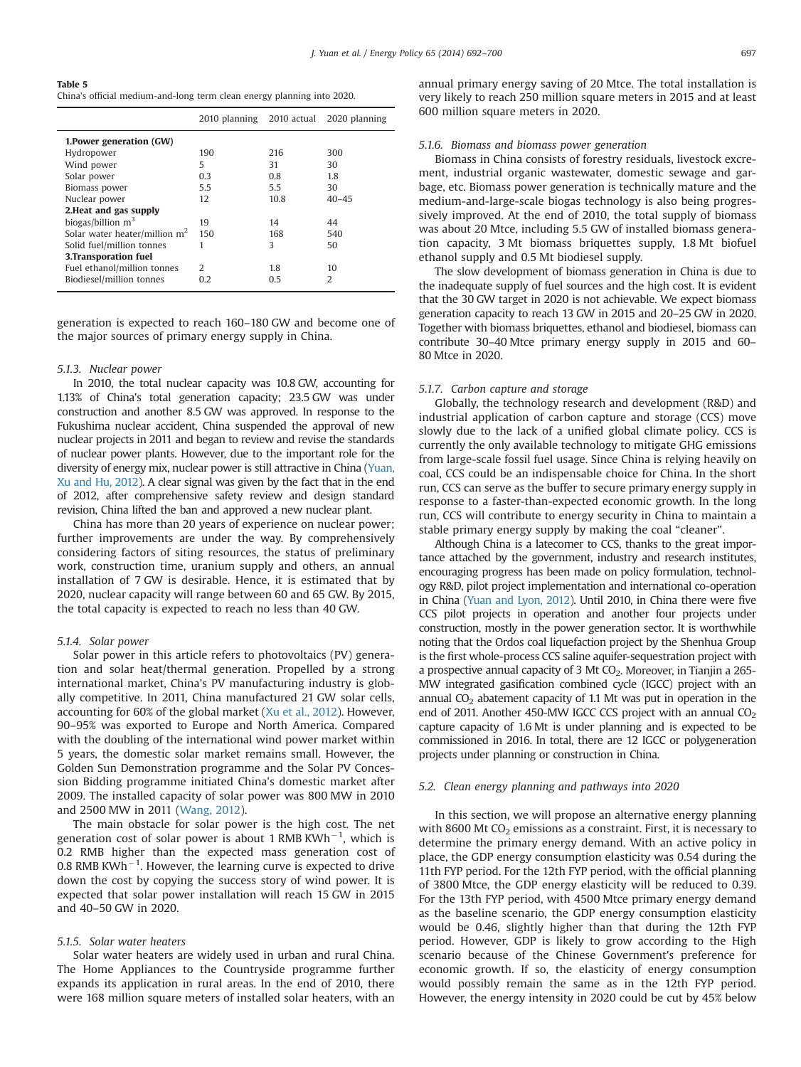**Table 5**
China's official medium-and-long term clean energy planning into 2020.

| | 2010 planning | 2010 actual | 2020 planning |
|---|---|---|---|
| **1.Power generation (GW)** | | | |
| Hydropower | 190 | 216 | 300 |
| Wind power | 5 | 31 | 30 |
| Solar power | 0.3 | 0.8 | 1.8 |
| Biomass power | 5.5 | 5.5 | 30 |
| Nuclear power | 12 | 10.8 | 40–45 |
| **2.Heat and gas supply** | | | |
| biogas/billion $m^3$ | 19 | 14 | 44 |
| Solar water heater/million $m^2$ | 150 | 168 | 540 |
| Solid fuel/million tonnes | 1 | 3 | 50 |
| **3.Transporation fuel** | | | |
| Fuel ethanol/million tonnes | 2 | 1.8 | 10 |
| Biodiesel/million tonnes | 0.2 | 0.5 | 2 |

generation is expected to reach 160–180 GW and become one of the major sources of primary energy supply in China.

#### 5.1.3. Nuclear power

In 2010, the total nuclear capacity was 10.8 GW, accounting for 1.13% of China's total generation capacity; 23.5 GW was under construction and another 8.5 GW was approved. In response to the Fukushima nuclear accident, China suspended the approval of new nuclear projects in 2011 and began to review and revise the standards of nuclear power plants. However, due to the important role for the diversity of energy mix, nuclear power is still attractive in China (Yuan, Xu and Hu, 2012). A clear signal was given by the fact that in the end of 2012, after comprehensive safety review and design standard revision, China lifted the ban and approved a new nuclear plant.

China has more than 20 years of experience on nuclear power; further improvements are under the way. By comprehensively considering factors of siting resources, the status of preliminary work, construction time, uranium supply and others, an annual installation of 7 GW is desirable. Hence, it is estimated that by 2020, nuclear capacity will range between 60 and 65 GW. By 2015, the total capacity is expected to reach no less than 40 GW.

#### 5.1.4. Solar power

Solar power in this article refers to photovoltaics (PV) generation and solar heat/thermal generation. Propelled by a strong international market, China's PV manufacturing industry is globally competitive. In 2011, China manufactured 21 GW solar cells, accounting for 60% of the global market (Xu et al., 2012). However, 90–95% was exported to Europe and North America. Compared with the doubling of the international wind power market within 5 years, the domestic solar market remains small. However, the Golden Sun Demonstration programme and the Solar PV Concession Bidding programme initiated China's domestic market after 2009. The installed capacity of solar power was 800 MW in 2010 and 2500 MW in 2011 (Wang, 2012).

The main obstacle for solar power is the high cost. The net generation cost of solar power is about 1 RMB $KWh^{-1}$, which is 0.2 RMB higher than the expected mass generation cost of 0.8 RMB $KWh^{-1}$. However, the learning curve is expected to drive down the cost by copying the success story of wind power. It is expected that solar power installation will reach 15 GW in 2015 and 40–50 GW in 2020.

#### 5.1.5. Solar water heaters

Solar water heaters are widely used in urban and rural China. The Home Appliances to the Countryside programme further expands its application in rural areas. In the end of 2010, there were 168 million square meters of installed solar heaters, with an annual primary energy saving of 20 Mtce. The total installation is very likely to reach 250 million square meters in 2015 and at least 600 million square meters in 2020.

#### 5.1.6. Biomass and biomass power generation

Biomass in China consists of forestry residuals, livestock excrement, industrial organic wastewater, domestic sewage and garbage, etc. Biomass power generation is technically mature and the medium-and-large-scale biogas technology is also being progressively improved. At the end of 2010, the total supply of biomass was about 20 Mtce, including 5.5 GW of installed biomass generation capacity, 3 Mt biomass briquettes supply, 1.8 Mt biofuel ethanol supply and 0.5 Mt biodiesel supply.

The slow development of biomass generation in China is due to the inadequate supply of fuel sources and the high cost. It is evident that the 30 GW target in 2020 is not achievable. We expect biomass generation capacity to reach 13 GW in 2015 and 20–25 GW in 2020. Together with biomass briquettes, ethanol and biodiesel, biomass can contribute 30–40 Mtce primary energy supply in 2015 and 60–80 Mtce in 2020.

#### 5.1.7. Carbon capture and storage

Globally, the technology research and development (R&D) and industrial application of carbon capture and storage (CCS) move slowly due to the lack of a unified global climate policy. CCS is currently the only available technology to mitigate GHG emissions from large-scale fossil fuel usage. Since China is relying heavily on coal, CCS could be an indispensable choice for China. In the short run, CCS can serve as the buffer to secure primary energy supply in response to a faster-than-expected economic growth. In the long run, CCS will contribute to energy security in China to maintain a stable primary energy supply by making the coal "cleaner".

Although China is a latecomer to CCS, thanks to the great importance attached by the government, industry and research institutes, encouraging progress has been made on policy formulation, technology R&D, pilot project implementation and international co-operation in China (Yuan and Lyon, 2012). Until 2010, in China there were five CCS pilot projects in operation and another four projects under construction, mostly in the power generation sector. It is worthwhile noting that the Ordos coal liquefaction project by the Shenhua Group is the first whole-process CCS saline aquifer-sequestration project with a prospective annual capacity of 3 Mt $CO_2$. Moreover, in Tianjin a 265-MW integrated gasification combined cycle (IGCC) project with an annual $CO_2$ abatement capacity of 1.1 Mt was put in operation in the end of 2011. Another 450-MW IGCC CCS project with an annual $CO_2$ capture capacity of 1.6 Mt is under planning and is expected to be commissioned in 2016. In total, there are 12 IGCC or polygeneration projects under planning or construction in China.

### 5.2. Clean energy planning and pathways into 2020

In this section, we will propose an alternative energy planning with 8600 Mt $CO_2$ emissions as a constraint. First, it is necessary to determine the primary energy demand. With an active policy in place, the GDP energy consumption elasticity was 0.54 during the 11th FYP period. For the 12th FYP period, with the official planning of 3800 Mtce, the GDP energy elasticity will be reduced to 0.39. For the 13th FYP period, with 4500 Mtce primary energy demand as the baseline scenario, the GDP energy consumption elasticity would be 0.46, slightly higher than that during the 12th FYP period. However, GDP is likely to grow according to the High scenario because of the Chinese Government's preference for economic growth. If so, the elasticity of energy consumption would possibly remain the same as in the 12th FYP period. However, the energy intensity in 2020 could be cut by 45% below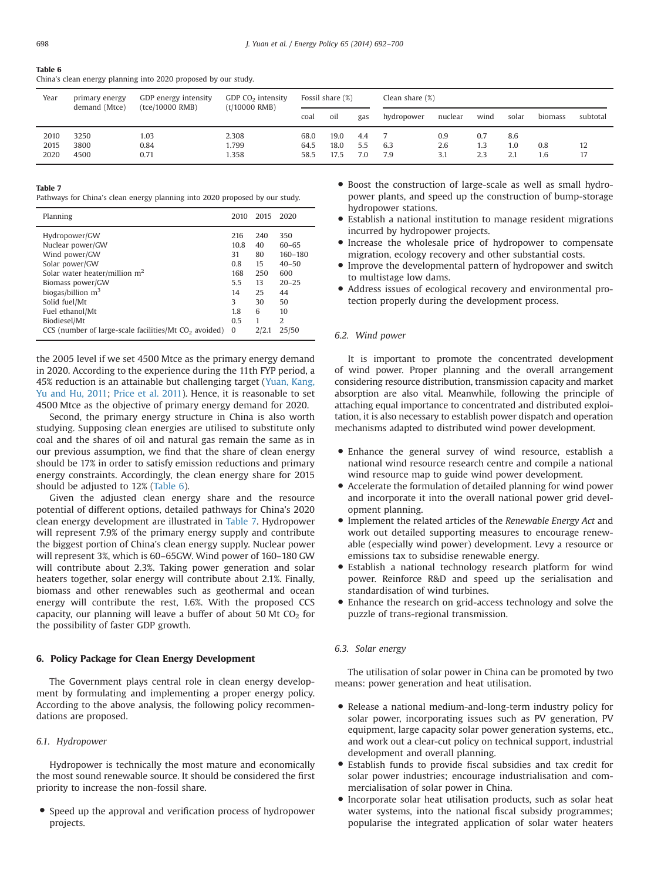**Table 6**
China's clean energy planning into 2020 proposed by our study.

| Year | primary energy demand (Mtce) | GDP energy intensity (tce/10000 RMB) | GDP $CO_2$ intensity (t/10000 RMB) | Fossil share (%) | | | Clean share (%) | | | | | |
|---|---|---|---|---|---|---|---|---|---|---|---|---|
| | | | | coal | oil | gas | hydropower | nuclear | wind | solar | biomass | subtotal |
| 2010 | 3250 | 1.03 | 2.308 | 68.0 | 19.0 | 4.4 | 7 | 0.9 | 0.7 | 8.6 | | |
| 2015 | 3800 | 0.84 | 1.799 | 64.5 | 18.0 | 5.5 | 6.3 | 2.6 | 1.3 | 1.0 | 0.8 | 12 |
| 2020 | 4500 | 0.71 | 1.358 | 58.5 | 17.5 | 7.0 | 7.9 | 3.1 | 2.3 | 2.1 | 1.6 | 17 |

**Table 7**
Pathways for China's clean energy planning into 2020 proposed by our study.

| Planning | 2010 | 2015 | 2020 |
|---|---|---|---|
| Hydropower/GW | 216 | 240 | 350 |
| Nuclear power/GW | 10.8 | 40 | 60–65 |
| Wind power/GW | 31 | 80 | 160–180 |
| Solar power/GW | 0.8 | 15 | 40–50 |
| Solar water heater/million $m^2$ | 168 | 250 | 600 |
| Biomass power/GW | 5.5 | 13 | 20–25 |
| biogas/billion $m^3$ | 14 | 25 | 44 |
| Solid fuel/Mt | 3 | 30 | 50 |
| Fuel ethanol/Mt | 1.8 | 6 | 10 |
| Biodiesel/Mt | 0.5 | 1 | 2 |
| CCS (number of large-scale facilities/Mt $CO_2$ avoided) | 0 | 2/2.1 | 25/50 |

the 2005 level if we set 4500 Mtce as the primary energy demand in 2020. According to the experience during the 11th FYP period, a 45% reduction is an attainable but challenging target (Yuan, Kang, Yu and Hu, 2011; Price et al. 2011). Hence, it is reasonable to set 4500 Mtce as the objective of primary energy demand for 2020.

Second, the primary energy structure in China is also worth studying. Supposing clean energies are utilised to substitute only coal and the shares of oil and natural gas remain the same as in our previous assumption, we find that the share of clean energy should be 17% in order to satisfy emission reductions and primary energy constraints. Accordingly, the clean energy share for 2015 should be adjusted to 12% (Table 6).

Given the adjusted clean energy share and the resource potential of different options, detailed pathways for China's 2020 clean energy development are illustrated in Table 7. Hydropower will represent 7.9% of the primary energy supply and contribute the biggest portion of China's clean energy supply. Nuclear power will represent 3%, which is 60–65GW. Wind power of 160–180 GW will contribute about 2.3%. Taking power generation and solar heaters together, solar energy will contribute about 2.1%. Finally, biomass and other renewables such as geothermal and ocean energy will contribute the rest, 1.6%. With the proposed CCS capacity, our planning will leave a buffer of about 50 Mt $CO_2$ for the possibility of faster GDP growth.

## 6. Policy Package for Clean Energy Development

The Government plays central role in clean energy development by formulating and implementing a proper energy policy. According to the above analysis, the following policy recommendations are proposed.

### 6.1. Hydropower

Hydropower is technically the most mature and economically the most sound renewable source. It should be considered the first priority to increase the non-fossil share.

- Speed up the approval and verification process of hydropower projects.
- Boost the construction of large-scale as well as small hydropower plants, and speed up the construction of bump-storage hydropower stations.
- Establish a national institution to manage resident migrations incurred by hydropower projects.
- Increase the wholesale price of hydropower to compensate migration, ecology recovery and other substantial costs.
- Improve the developmental pattern of hydropower and switch to multistage low dams.
- Address issues of ecological recovery and environmental protection properly during the development process.

### 6.2. Wind power

It is important to promote the concentrated development of wind power. Proper planning and the overall arrangement considering resource distribution, transmission capacity and market absorption are also vital. Meanwhile, following the principle of attaching equal importance to concentrated and distributed exploitation, it is also necessary to establish power dispatch and operation mechanisms adapted to distributed wind power development.

- Enhance the general survey of wind resource, establish a national wind resource research centre and compile a national wind resource map to guide wind power development.
- Accelerate the formulation of detailed planning for wind power and incorporate it into the overall national power grid development planning.
- Implement the related articles of the *Renewable Energy Act* and work out detailed supporting measures to encourage renewable (especially wind power) development. Levy a resource or emissions tax to subsidise renewable energy.
- Establish a national technology research platform for wind power. Reinforce R&D and speed up the serialisation and standardisation of wind turbines.
- Enhance the research on grid-access technology and solve the puzzle of trans-regional transmission.

### 6.3. Solar energy

The utilisation of solar power in China can be promoted by two means: power generation and heat utilisation.

- Release a national medium-and-long-term industry policy for solar power, incorporating issues such as PV generation, PV equipment, large capacity solar power generation systems, etc., and work out a clear-cut policy on technical support, industrial development and overall planning.
- Establish funds to provide fiscal subsidies and tax credit for solar power industries; encourage industrialisation and commercialisation of solar power in China.
- Incorporate solar heat utilisation products, such as solar heat water systems, into the national fiscal subsidy programmes; popularise the integrated application of solar water heaters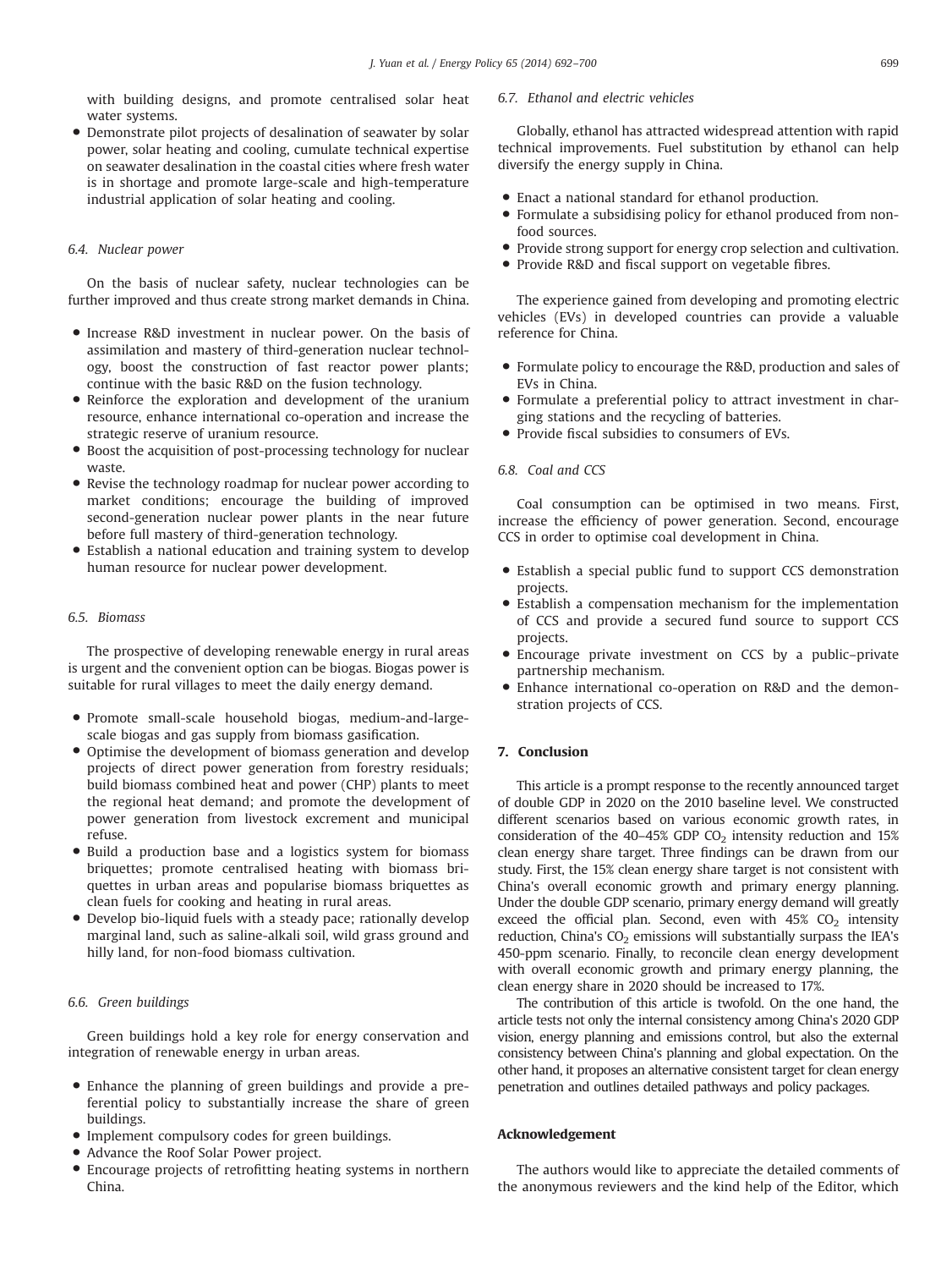with building designs, and promote centralised solar heat water systems.

- Demonstrate pilot projects of desalination of seawater by solar power, solar heating and cooling, cumulate technical expertise on seawater desalination in the coastal cities where fresh water is in shortage and promote large-scale and high-temperature industrial application of solar heating and cooling.

### 6.4. Nuclear power

On the basis of nuclear safety, nuclear technologies can be further improved and thus create strong market demands in China.

- Increase R&D investment in nuclear power. On the basis of assimilation and mastery of third-generation nuclear technology, boost the construction of fast reactor power plants; continue with the basic R&D on the fusion technology.
- Reinforce the exploration and development of the uranium resource, enhance international co-operation and increase the strategic reserve of uranium resource.
- Boost the acquisition of post-processing technology for nuclear waste.
- Revise the technology roadmap for nuclear power according to market conditions; encourage the building of improved second-generation nuclear power plants in the near future before full mastery of third-generation technology.
- Establish a national education and training system to develop human resource for nuclear power development.

### 6.5. Biomass

The prospective of developing renewable energy in rural areas is urgent and the convenient option can be biogas. Biogas power is suitable for rural villages to meet the daily energy demand.

- Promote small-scale household biogas, medium-and-large-scale biogas and gas supply from biomass gasification.
- Optimise the development of biomass generation and develop projects of direct power generation from forestry residuals; build biomass combined heat and power (CHP) plants to meet the regional heat demand; and promote the development of power generation from livestock excrement and municipal refuse.
- Build a production base and a logistics system for biomass briquettes; promote centralised heating with biomass briquettes in urban areas and popularise biomass briquettes as clean fuels for cooking and heating in rural areas.
- Develop bio-liquid fuels with a steady pace; rationally develop marginal land, such as saline-alkali soil, wild grass ground and hilly land, for non-food biomass cultivation.

### 6.6. Green buildings

Green buildings hold a key role for energy conservation and integration of renewable energy in urban areas.

- Enhance the planning of green buildings and provide a preferential policy to substantially increase the share of green buildings.
- Implement compulsory codes for green buildings.
- Advance the Roof Solar Power project.
- Encourage projects of retrofitting heating systems in northern China.

### 6.7. Ethanol and electric vehicles

Globally, ethanol has attracted widespread attention with rapid technical improvements. Fuel substitution by ethanol can help diversify the energy supply in China.

- Enact a national standard for ethanol production.
- Formulate a subsidising policy for ethanol produced from non-food sources.
- Provide strong support for energy crop selection and cultivation.
- Provide R&D and fiscal support on vegetable fibres.

The experience gained from developing and promoting electric vehicles (EVs) in developed countries can provide a valuable reference for China.

- Formulate policy to encourage the R&D, production and sales of EVs in China.
- Formulate a preferential policy to attract investment in charging stations and the recycling of batteries.
- Provide fiscal subsidies to consumers of EVs.

### 6.8. Coal and CCS

Coal consumption can be optimised in two means. First, increase the efficiency of power generation. Second, encourage CCS in order to optimise coal development in China.

- Establish a special public fund to support CCS demonstration projects.
- Establish a compensation mechanism for the implementation of CCS and provide a secured fund source to support CCS projects.
- Encourage private investment on CCS by a public–private partnership mechanism.
- Enhance international co-operation on R&D and the demonstration projects of CCS.

## 7. Conclusion

This article is a prompt response to the recently announced target of double GDP in 2020 on the 2010 baseline level. We constructed different scenarios based on various economic growth rates, in consideration of the 40–45% GDP $CO_2$ intensity reduction and 15% clean energy share target. Three findings can be drawn from our study. First, the 15% clean energy share target is not consistent with China's overall economic growth and primary energy planning. Under the double GDP scenario, primary energy demand will greatly exceed the official plan. Second, even with 45% $CO_2$ intensity reduction, China's $CO_2$ emissions will substantially surpass the IEA's 450-ppm scenario. Finally, to reconcile clean energy development with overall economic growth and primary energy planning, the clean energy share in 2020 should be increased to 17%.

The contribution of this article is twofold. On the one hand, the article tests not only the internal consistency among China's 2020 GDP vision, energy planning and emissions control, but also the external consistency between China's planning and global expectation. On the other hand, it proposes an alternative consistent target for clean energy penetration and outlines detailed pathways and policy packages.

## Acknowledgement

The authors would like to appreciate the detailed comments of the anonymous reviewers and the kind help of the Editor, which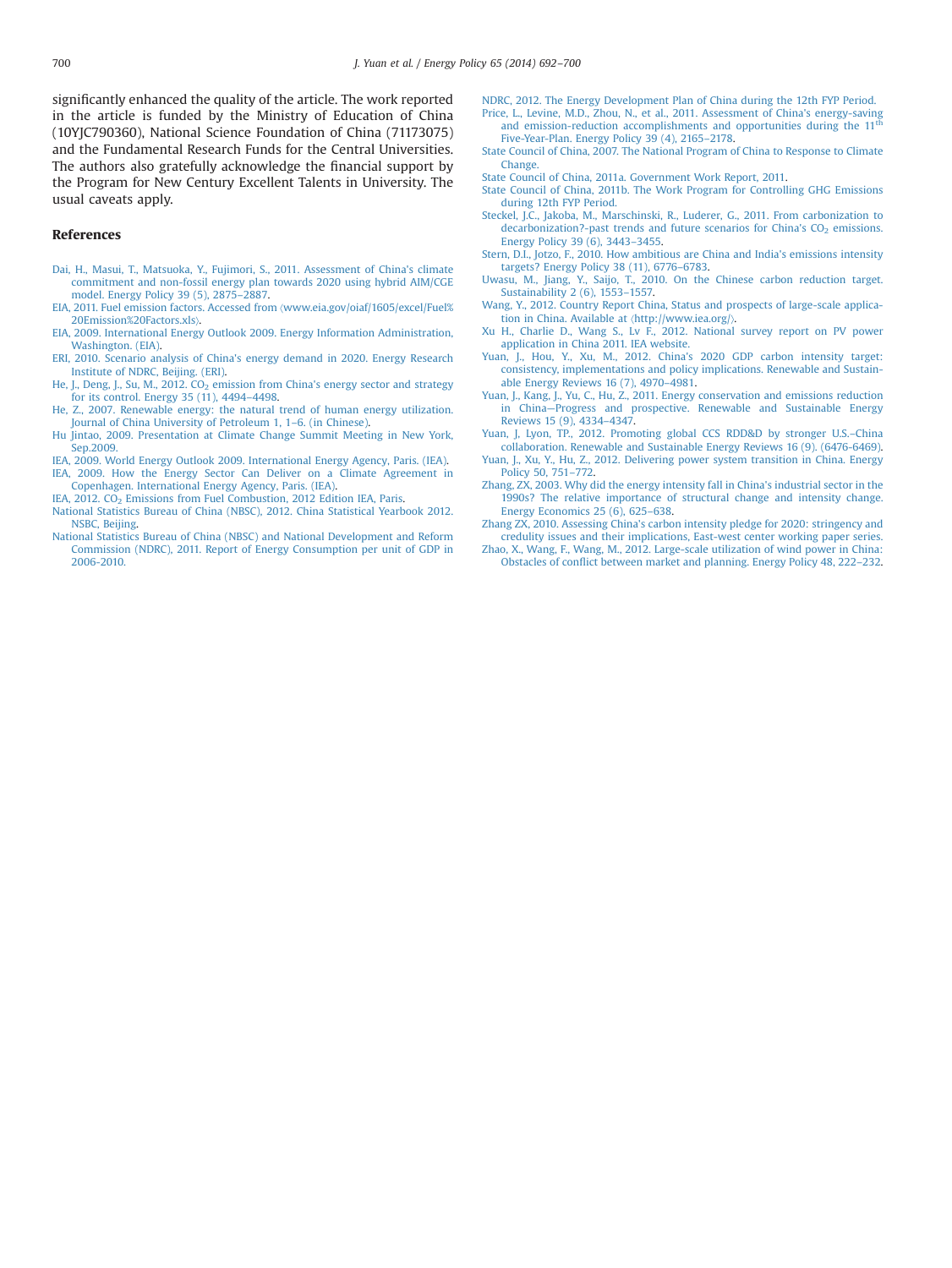significantly enhanced the quality of the article. The work reported in the article is funded by the Ministry of Education of China (10YJC790360), National Science Foundation of China (71173075) and the Fundamental Research Funds for the Central Universities. The authors also gratefully acknowledge the financial support by the Program for New Century Excellent Talents in University. The usual caveats apply.

## References

Dai, H., Masui, T., Matsuoka, Y., Fujimori, S., 2011. Assessment of China's climate commitment and non-fossil energy plan towards 2020 using hybrid AIM/CGE model. Energy Policy 39 (5), 2875–2887.

EIA, 2011. Fuel emission factors. Accessed from ⟨www.eia.gov/oiaf/1605/excel/Fuel%20Emission%20Factors.xls⟩.

EIA, 2009. International Energy Outlook 2009. Energy Information Administration, Washington. (EIA).

ERI, 2010. Scenario analysis of China's energy demand in 2020. Energy Research Institute of NDRC, Beijing. (ERI).

He, J., Deng, J., Su, M., 2012. $CO_2$ emission from China's energy sector and strategy for its control. Energy 35 (11), 4494–4498.

He, Z., 2007. Renewable energy: the natural trend of human energy utilization. Journal of China University of Petroleum 1, 1–6. (in Chinese).

Hu Jintao, 2009. Presentation at Climate Change Summit Meeting in New York, Sep.2009.

IEA, 2009. World Energy Outlook 2009. International Energy Agency, Paris. (IEA).

IEA, 2009. How the Energy Sector Can Deliver on a Climate Agreement in Copenhagen. International Energy Agency, Paris. (IEA).

IEA, 2012. $CO_2$ Emissions from Fuel Combustion, 2012 Edition IEA, Paris.

National Statistics Bureau of China (NBSC), 2012. China Statistical Yearbook 2012. NSBC, Beijing.

National Statistics Bureau of China (NBSC) and National Development and Reform Commission (NDRC), 2011. Report of Energy Consumption per unit of GDP in 2006-2010.

NDRC, 2012. The Energy Development Plan of China during the 12th FYP Period.

Price, L., Levine, M.D., Zhou, N., et al., 2011. Assessment of China's energy-saving and emission-reduction accomplishments and opportunities during the 11th Five-Year-Plan. Energy Policy 39 (4), 2165–2178.

State Council of China, 2007. The National Program of China to Response to Climate Change.

State Council of China, 2011a. Government Work Report, 2011.

State Council of China, 2011b. The Work Program for Controlling GHG Emissions during 12th FYP Period.

Steckel, J.C., Jakoba, M., Marschinski, R., Luderer, G., 2011. From carbonization to decarbonization?-past trends and future scenarios for China's $CO_2$ emissions. Energy Policy 39 (6), 3443–3455.

Stern, D.I., Jotzo, F., 2010. How ambitious are China and India's emissions intensity targets? Energy Policy 38 (11), 6776–6783.

Uwasu, M., Jiang, Y., Saijo, T., 2010. On the Chinese carbon reduction target. Sustainability 2 (6), 1553–1557.

Wang, Y., 2012. Country Report China, Status and prospects of large-scale application in China. Available at ⟨http://www.iea.org/⟩.

Xu H., Charlie D., Wang S., Lv F., 2012. National survey report on PV power application in China 2011. IEA website.

Yuan, J., Hou, Y., Xu, M., 2012. China's 2020 GDP carbon intensity target: consistency, implementations and policy implications. Renewable and Sustainable Energy Reviews 16 (7), 4970–4981.

Yuan, J., Kang, J., Yu, C., Hu, Z., 2011. Energy conservation and emissions reduction in China—Progress and prospective. Renewable and Sustainable Energy Reviews 15 (9), 4334–4347.

Yuan, J, Lyon, TP., 2012. Promoting global CCS RDD&D by stronger U.S.–China collaboration. Renewable and Sustainable Energy Reviews 16 (9), (6476-6469).

Yuan, J., Xu, Y., Hu, Z., 2012. Delivering power system transition in China. Energy Policy 50, 751–772.

Zhang, ZX, 2003. Why did the energy intensity fall in China's industrial sector in the 1990s? The relative importance of structural change and intensity change. Energy Economics 25 (6), 625–638.

Zhang ZX, 2010. Assessing China's carbon intensity pledge for 2020: stringency and credulity issues and their implications, East-west center working paper series.

Zhao, X., Wang, F., Wang, M., 2012. Large-scale utilization of wind power in China: Obstacles of conflict between market and planning. Energy Policy 48, 222–232.